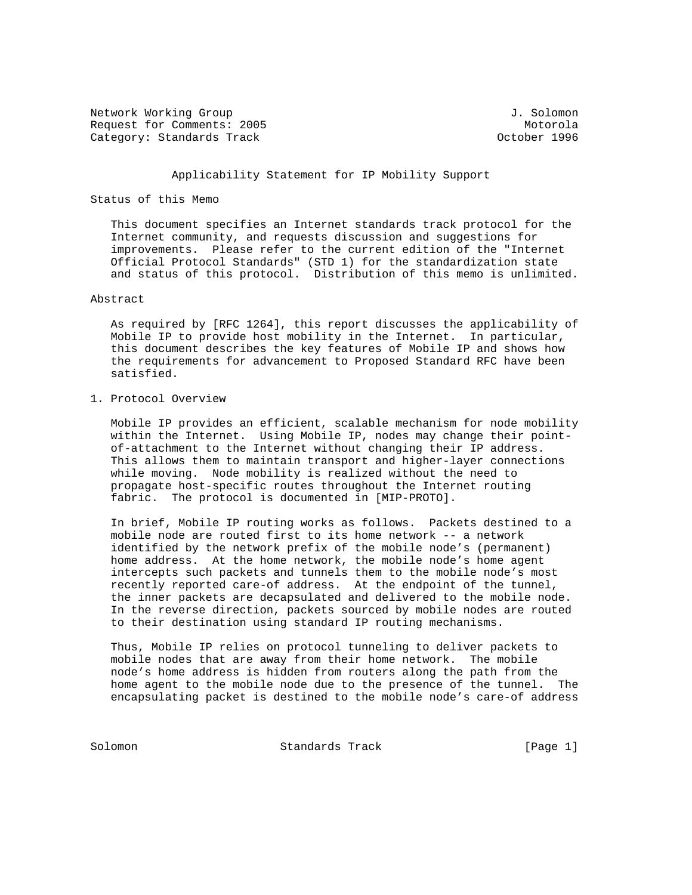Network Working Group J. Solomon
Request for Comments: 2005 Motorola
Category: Standards Track October 1996

# Applicability Statement for IP Mobility Support

## Status of this Memo

This document specifies an Internet standards track protocol for the Internet community, and requests discussion and suggestions for improvements. Please refer to the current edition of the "Internet Official Protocol Standards" (STD 1) for the standardization state and status of this protocol. Distribution of this memo is unlimited.

## Abstract

As required by [RFC 1264], this report discusses the applicability of Mobile IP to provide host mobility in the Internet. In particular, this document describes the key features of Mobile IP and shows how the requirements for advancement to Proposed Standard RFC have been satisfied.

## 1. Protocol Overview

Mobile IP provides an efficient, scalable mechanism for node mobility within the Internet. Using Mobile IP, nodes may change their point-of-attachment to the Internet without changing their IP address. This allows them to maintain transport and higher-layer connections while moving. Node mobility is realized without the need to propagate host-specific routes throughout the Internet routing fabric. The protocol is documented in [MIP-PROTO].

In brief, Mobile IP routing works as follows. Packets destined to a mobile node are routed first to its home network -- a network identified by the network prefix of the mobile node's (permanent) home address. At the home network, the mobile node's home agent intercepts such packets and tunnels them to the mobile node's most recently reported care-of address. At the endpoint of the tunnel, the inner packets are decapsulated and delivered to the mobile node. In the reverse direction, packets sourced by mobile nodes are routed to their destination using standard IP routing mechanisms.

Thus, Mobile IP relies on protocol tunneling to deliver packets to mobile nodes that are away from their home network. The mobile node's home address is hidden from routers along the path from the home agent to the mobile node due to the presence of the tunnel. The encapsulating packet is destined to the mobile node's care-of address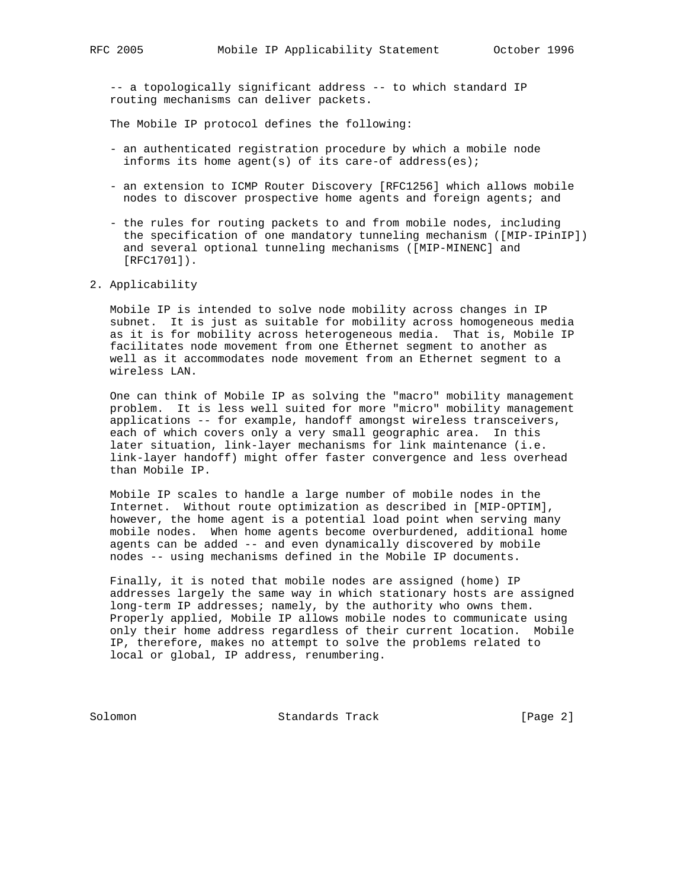-- a topologically significant address -- to which standard IP routing mechanisms can deliver packets.

The Mobile IP protocol defines the following:

- an authenticated registration procedure by which a mobile node informs its home agent(s) of its care-of address(es);

- an extension to ICMP Router Discovery [RFC1256] which allows mobile nodes to discover prospective home agents and foreign agents; and

- the rules for routing packets to and from mobile nodes, including the specification of one mandatory tunneling mechanism ([MIP-IPinIP]) and several optional tunneling mechanisms ([MIP-MINENC] and [RFC1701]).

## 2. Applicability

Mobile IP is intended to solve node mobility across changes in IP subnet. It is just as suitable for mobility across homogeneous media as it is for mobility across heterogeneous media. That is, Mobile IP facilitates node movement from one Ethernet segment to another as well as it accommodates node movement from an Ethernet segment to a wireless LAN.

One can think of Mobile IP as solving the "macro" mobility management problem. It is less well suited for more "micro" mobility management applications -- for example, handoff amongst wireless transceivers, each of which covers only a very small geographic area. In this later situation, link-layer mechanisms for link maintenance (i.e. link-layer handoff) might offer faster convergence and less overhead than Mobile IP.

Mobile IP scales to handle a large number of mobile nodes in the Internet. Without route optimization as described in [MIP-OPTIM], however, the home agent is a potential load point when serving many mobile nodes. When home agents become overburdened, additional home agents can be added -- and even dynamically discovered by mobile nodes -- using mechanisms defined in the Mobile IP documents.

Finally, it is noted that mobile nodes are assigned (home) IP addresses largely the same way in which stationary hosts are assigned long-term IP addresses; namely, by the authority who owns them. Properly applied, Mobile IP allows mobile nodes to communicate using only their home address regardless of their current location. Mobile IP, therefore, makes no attempt to solve the problems related to local or global, IP address, renumbering.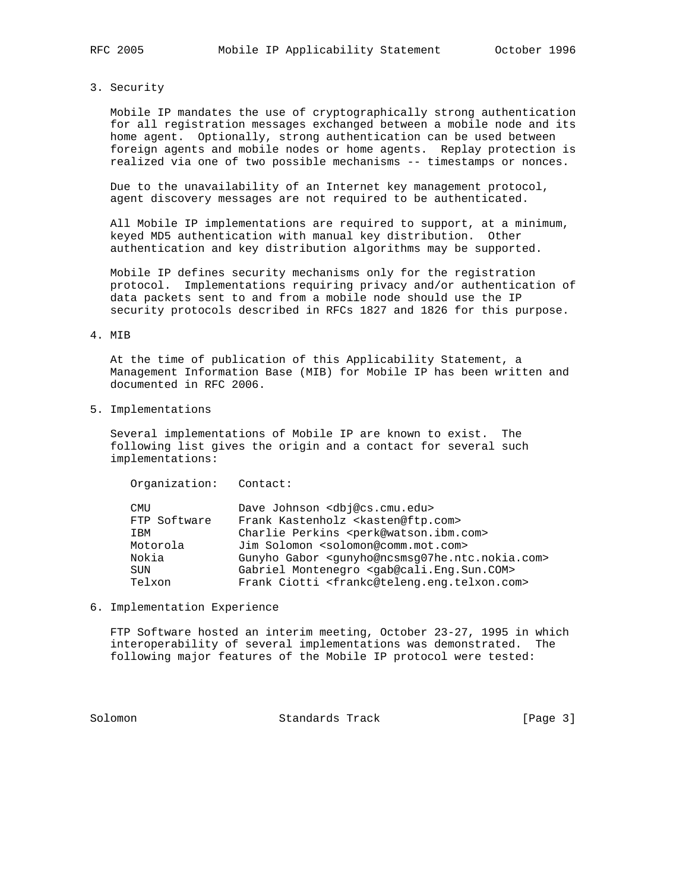## 3. Security

Mobile IP mandates the use of cryptographically strong authentication for all registration messages exchanged between a mobile node and its home agent. Optionally, strong authentication can be used between foreign agents and mobile nodes or home agents. Replay protection is realized via one of two possible mechanisms -- timestamps or nonces.

Due to the unavailability of an Internet key management protocol, agent discovery messages are not required to be authenticated.

All Mobile IP implementations are required to support, at a minimum, keyed MD5 authentication with manual key distribution. Other authentication and key distribution algorithms may be supported.

Mobile IP defines security mechanisms only for the registration protocol. Implementations requiring privacy and/or authentication of data packets sent to and from a mobile node should use the IP security protocols described in RFCs 1827 and 1826 for this purpose.

## 4. MIB

At the time of publication of this Applicability Statement, a Management Information Base (MIB) for Mobile IP has been written and documented in RFC 2006.

## 5. Implementations

Several implementations of Mobile IP are known to exist. The following list gives the origin and a contact for several such implementations:

| Organization: | Contact: |
|---|---|
| CMU | Dave Johnson <dbj@cs.cmu.edu> |
| FTP Software | Frank Kastenholz <kasten@ftp.com> |
| IBM | Charlie Perkins <perk@watson.ibm.com> |
| Motorola | Jim Solomon <solomon@comm.mot.com> |
| Nokia | Gunyho Gabor <gunyho@ncsmsg07he.ntc.nokia.com> |
| SUN | Gabriel Montenegro <gab@cali.Eng.Sun.COM> |
| Telxon | Frank Ciotti <frankc@teleng.eng.telxon.com> |

## 6. Implementation Experience

FTP Software hosted an interim meeting, October 23-27, 1995 in which interoperability of several implementations was demonstrated. The following major features of the Mobile IP protocol were tested: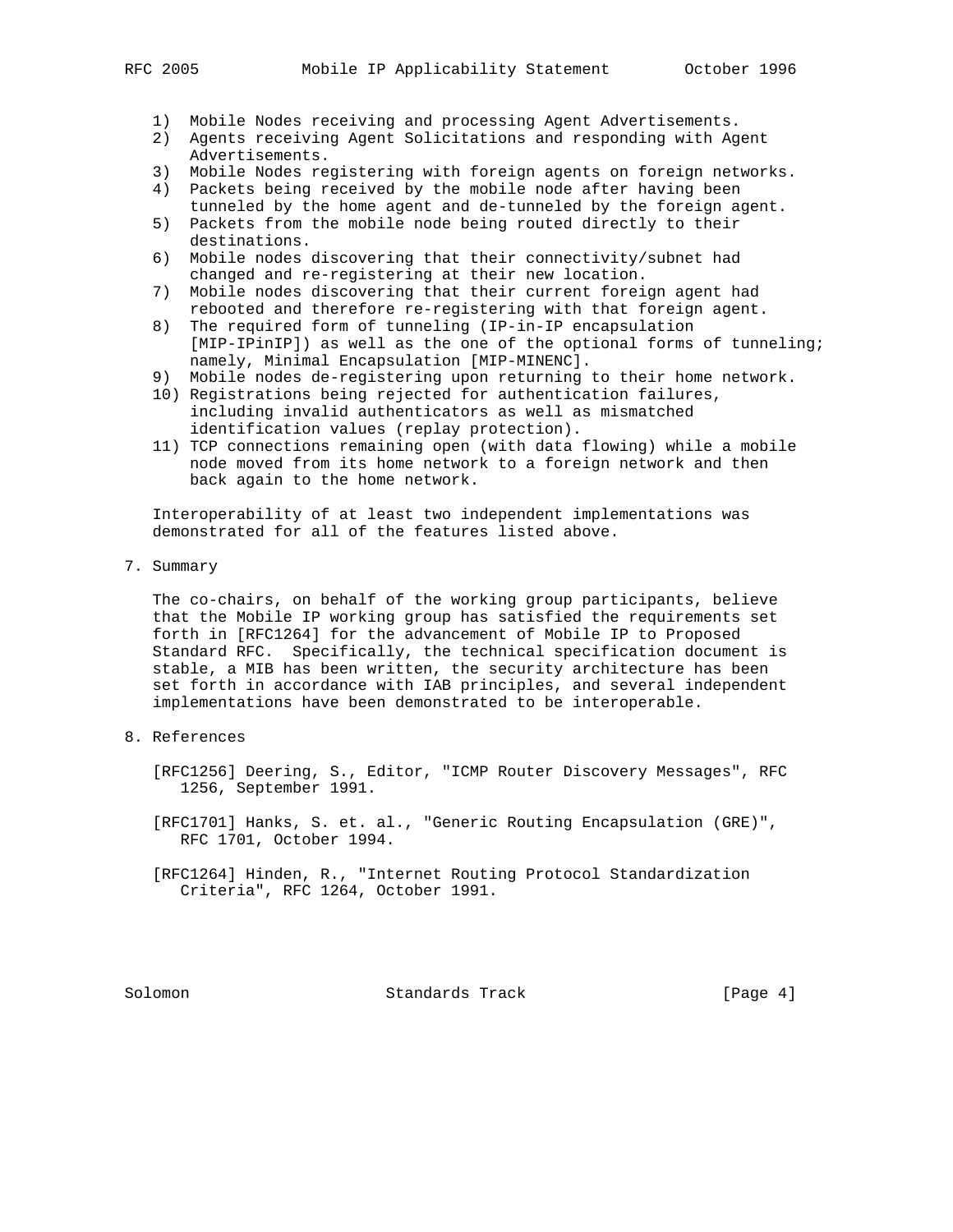1) Mobile Nodes receiving and processing Agent Advertisements.
2) Agents receiving Agent Solicitations and responding with Agent Advertisements.
3) Mobile Nodes registering with foreign agents on foreign networks.
4) Packets being received by the mobile node after having been tunneled by the home agent and de-tunneled by the foreign agent.
5) Packets from the mobile node being routed directly to their destinations.
6) Mobile nodes discovering that their connectivity/subnet had changed and re-registering at their new location.
7) Mobile nodes discovering that their current foreign agent had rebooted and therefore re-registering with that foreign agent.
8) The required form of tunneling (IP-in-IP encapsulation [MIP-IPinIP]) as well as the one of the optional forms of tunneling; namely, Minimal Encapsulation [MIP-MINENC].
9) Mobile nodes de-registering upon returning to their home network.
10) Registrations being rejected for authentication failures, including invalid authenticators as well as mismatched identification values (replay protection).
11) TCP connections remaining open (with data flowing) while a mobile node moved from its home network to a foreign network and then back again to the home network.

Interoperability of at least two independent implementations was demonstrated for all of the features listed above.

## 7. Summary

The co-chairs, on behalf of the working group participants, believe that the Mobile IP working group has satisfied the requirements set forth in [RFC1264] for the advancement of Mobile IP to Proposed Standard RFC. Specifically, the technical specification document is stable, a MIB has been written, the security architecture has been set forth in accordance with IAB principles, and several independent implementations have been demonstrated to be interoperable.

## 8. References

[RFC1256] Deering, S., Editor, "ICMP Router Discovery Messages", RFC 1256, September 1991.

[RFC1701] Hanks, S. et. al., "Generic Routing Encapsulation (GRE)", RFC 1701, October 1994.

[RFC1264] Hinden, R., "Internet Routing Protocol Standardization Criteria", RFC 1264, October 1991.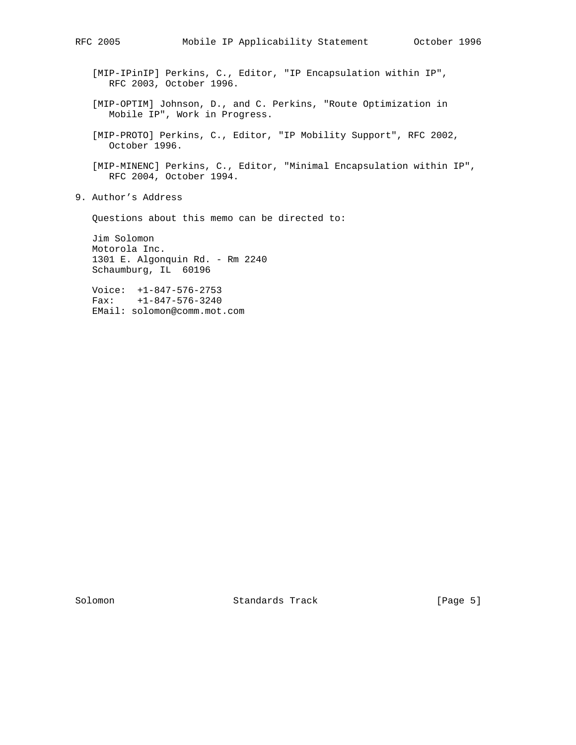[MIP-IPinIP] Perkins, C., Editor, "IP Encapsulation within IP", RFC 2003, October 1996.

[MIP-OPTIM] Johnson, D., and C. Perkins, "Route Optimization in Mobile IP", Work in Progress.

[MIP-PROTO] Perkins, C., Editor, "IP Mobility Support", RFC 2002, October 1996.

[MIP-MINENC] Perkins, C., Editor, "Minimal Encapsulation within IP", RFC 2004, October 1994.

## 9. Author's Address

Questions about this memo can be directed to:

Jim Solomon
Motorola Inc.
1301 E. Algonquin Rd. - Rm 2240
Schaumburg, IL  60196

Voice:  +1-847-576-2753
Fax:    +1-847-576-3240
EMail: solomon@comm.mot.com